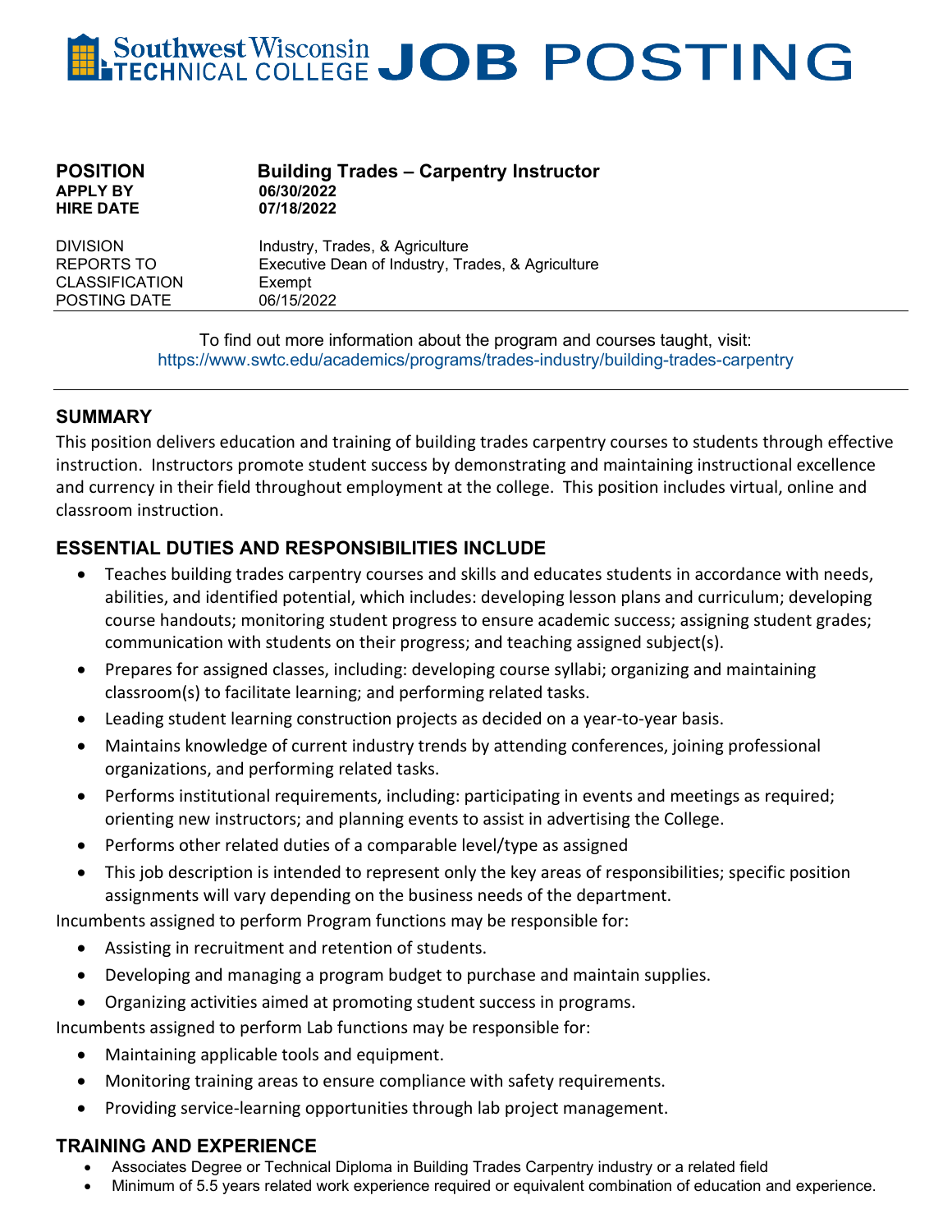# Southwest Wisconsin TECHNICAL COLLEGE JOB POSTING

| | |
|---|---|
| **POSITION** | **Building Trades – Carpentry Instructor** |
| **APPLY BY** | **06/30/2022** |
| **HIRE DATE** | **07/18/2022** |
| DIVISION | Industry, Trades, & Agriculture |
| REPORTS TO | Executive Dean of Industry, Trades, & Agriculture |
| CLASSIFICATION | Exempt |
| POSTING DATE | 06/15/2022 |

To find out more information about the program and courses taught, visit:
https://www.swtc.edu/academics/programs/trades-industry/building-trades-carpentry

## SUMMARY

This position delivers education and training of building trades carpentry courses to students through effective instruction. Instructors promote student success by demonstrating and maintaining instructional excellence and currency in their field throughout employment at the college. This position includes virtual, online and classroom instruction.

## ESSENTIAL DUTIES AND RESPONSIBILITIES INCLUDE

- Teaches building trades carpentry courses and skills and educates students in accordance with needs, abilities, and identified potential, which includes: developing lesson plans and curriculum; developing course handouts; monitoring student progress to ensure academic success; assigning student grades; communication with students on their progress; and teaching assigned subject(s).
- Prepares for assigned classes, including: developing course syllabi; organizing and maintaining classroom(s) to facilitate learning; and performing related tasks.
- Leading student learning construction projects as decided on a year-to-year basis.
- Maintains knowledge of current industry trends by attending conferences, joining professional organizations, and performing related tasks.
- Performs institutional requirements, including: participating in events and meetings as required; orienting new instructors; and planning events to assist in advertising the College.
- Performs other related duties of a comparable level/type as assigned
- This job description is intended to represent only the key areas of responsibilities; specific position assignments will vary depending on the business needs of the department.

Incumbents assigned to perform Program functions may be responsible for:

- Assisting in recruitment and retention of students.
- Developing and managing a program budget to purchase and maintain supplies.
- Organizing activities aimed at promoting student success in programs.

Incumbents assigned to perform Lab functions may be responsible for:

- Maintaining applicable tools and equipment.
- Monitoring training areas to ensure compliance with safety requirements.
- Providing service-learning opportunities through lab project management.

## TRAINING AND EXPERIENCE

- Associates Degree or Technical Diploma in Building Trades Carpentry industry or a related field
- Minimum of 5.5 years related work experience required or equivalent combination of education and experience.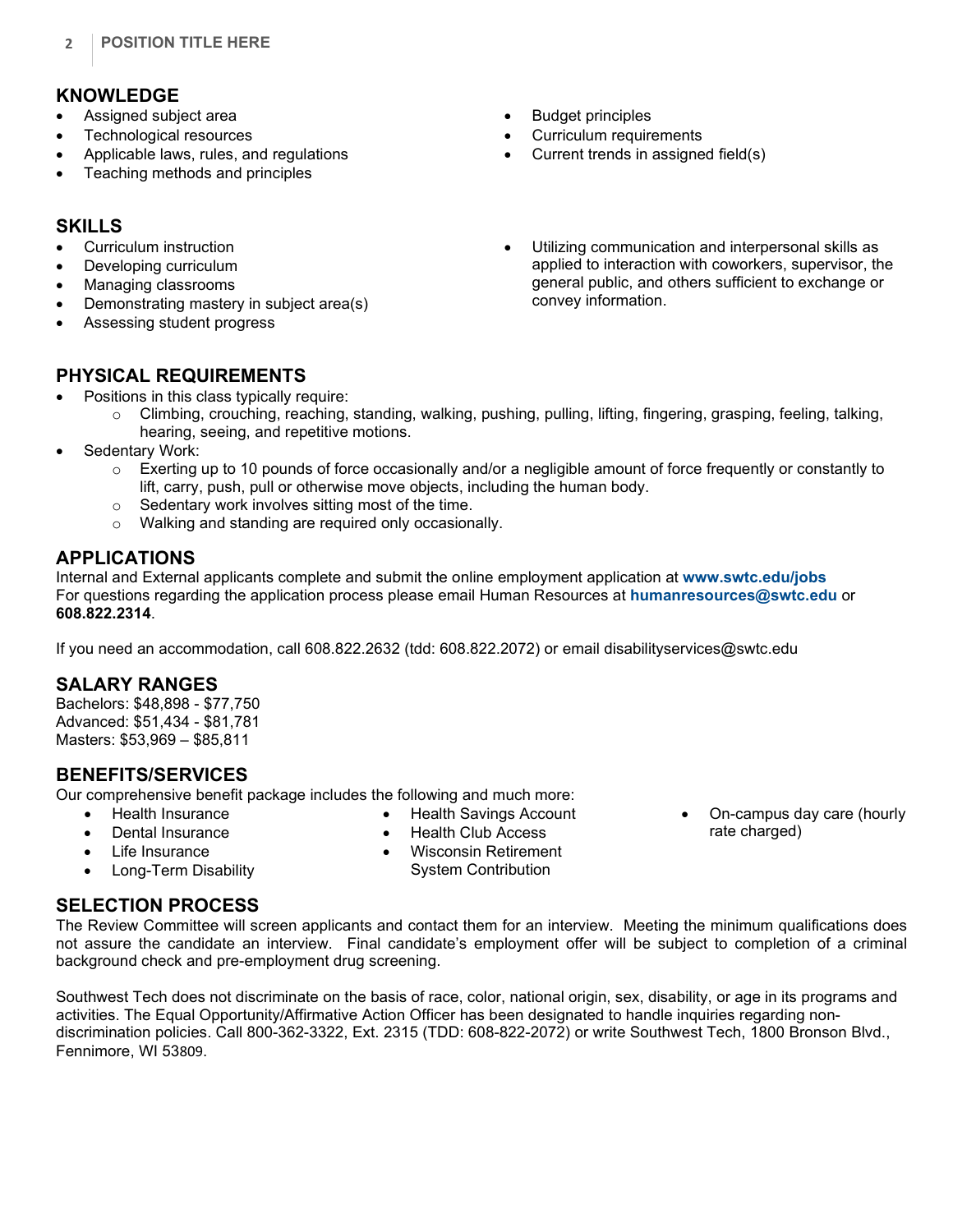## KNOWLEDGE

- Assigned subject area
- Technological resources
- Applicable laws, rules, and regulations
- Teaching methods and principles
- Budget principles
- Curriculum requirements
- Current trends in assigned field(s)

## SKILLS

- Curriculum instruction
- Developing curriculum
- Managing classrooms
- Demonstrating mastery in subject area(s)
- Assessing student progress
- Utilizing communication and interpersonal skills as applied to interaction with coworkers, supervisor, the general public, and others sufficient to exchange or convey information.

## PHYSICAL REQUIREMENTS

- Positions in this class typically require:
  - Climbing, crouching, reaching, standing, walking, pushing, pulling, lifting, fingering, grasping, feeling, talking, hearing, seeing, and repetitive motions.
- Sedentary Work:
  - Exerting up to 10 pounds of force occasionally and/or a negligible amount of force frequently or constantly to lift, carry, push, pull or otherwise move objects, including the human body.
  - Sedentary work involves sitting most of the time.
  - Walking and standing are required only occasionally.

## APPLICATIONS

Internal and External applicants complete and submit the online employment application at **www.swtc.edu/jobs**
For questions regarding the application process please email Human Resources at **humanresources@swtc.edu** or **608.822.2314**.

If you need an accommodation, call 608.822.2632 (tdd: 608.822.2072) or email disabilityservices@swtc.edu

## SALARY RANGES

Bachelors: $48,898 - $77,750
Advanced: $51,434 - $81,781
Masters: $53,969 – $85,811

## BENEFITS/SERVICES

Our comprehensive benefit package includes the following and much more:

- Health Insurance
- Dental Insurance
- Life Insurance
- Long-Term Disability
- Health Savings Account
- Health Club Access
- Wisconsin Retirement System Contribution
- On-campus day care (hourly rate charged)

## SELECTION PROCESS

The Review Committee will screen applicants and contact them for an interview. Meeting the minimum qualifications does not assure the candidate an interview. Final candidate's employment offer will be subject to completion of a criminal background check and pre-employment drug screening.

Southwest Tech does not discriminate on the basis of race, color, national origin, sex, disability, or age in its programs and activities. The Equal Opportunity/Affirmative Action Officer has been designated to handle inquiries regarding non-discrimination policies. Call 800-362-3322, Ext. 2315 (TDD: 608-822-2072) or write Southwest Tech, 1800 Bronson Blvd., Fennimore, WI 53809.